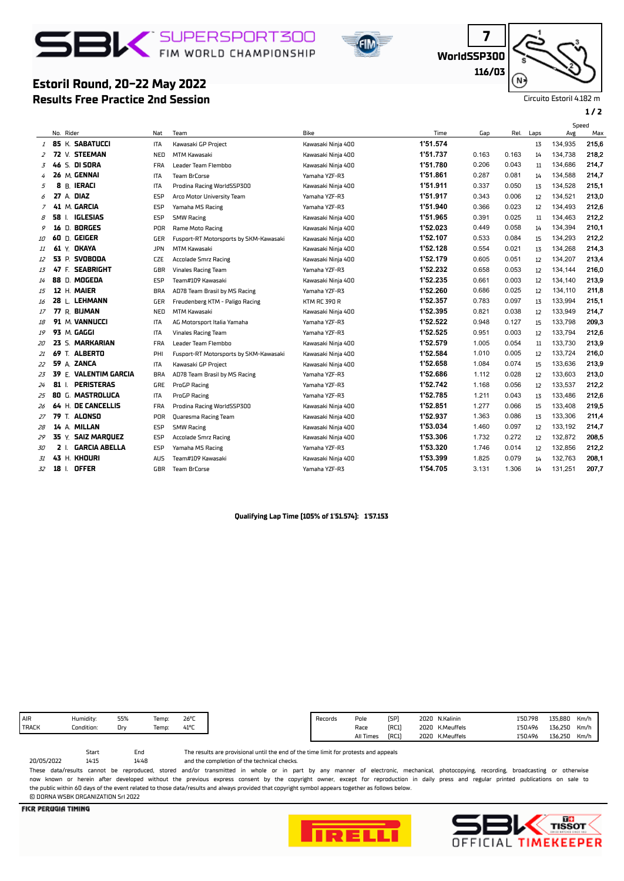# SBK SUPERSPORT300 FIM WORLD CHAMPIONSHIP

**7**
**WorldSSP300**
**116/03**

## Estoril Round, 20-22 May 2022
## Results Free Practice 2nd Session

Circuito Estoril 4.182 m

| | No. | Rider | Nat | Team | Bike | Time | Gap | Rel. | Laps | Speed Avg | Speed Max |
|---|---|---|---|---|---|---|---|---|---|---|---|
| 1 | 85 | K. SABATUCCI | ITA | Kawasaki GP Project | Kawasaki Ninja 400 | 1'51.574 | | | 13 | 134,935 | 215,6 |
| 2 | 72 | V. STEEMAN | NED | MTM Kawasaki | Kawasaki Ninja 400 | 1'51.737 | 0.163 | 0.163 | 14 | 134,738 | 218,2 |
| 3 | 46 | S. DI SORA | FRA | Leader Team Flembbo | Kawasaki Ninja 400 | 1'51.780 | 0.206 | 0.043 | 11 | 134,686 | 214,7 |
| 4 | 26 | M. GENNAI | ITA | Team BrCorse | Yamaha YZF-R3 | 1'51.861 | 0.287 | 0.081 | 14 | 134,588 | 214,7 |
| 5 | 8 | B. IERACI | ITA | Prodina Racing WorldSSP300 | Kawasaki Ninja 400 | 1'51.911 | 0.337 | 0.050 | 13 | 134,528 | 215,1 |
| 6 | 27 | A. DIAZ | ESP | Arco Motor University Team | Yamaha YZF-R3 | 1'51.917 | 0.343 | 0.006 | 12 | 134,521 | 213,0 |
| 7 | 41 | M. GARCIA | ESP | Yamaha MS Racing | Yamaha YZF-R3 | 1'51.940 | 0.366 | 0.023 | 12 | 134,493 | 212,6 |
| 8 | 58 | I. IGLESIAS | ESP | SMW Racing | Kawasaki Ninja 400 | 1'51.965 | 0.391 | 0.025 | 11 | 134,463 | 212,2 |
| 9 | 16 | D. BORGES | POR | Rame Moto Racing | Kawasaki Ninja 400 | 1'52.023 | 0.449 | 0.058 | 14 | 134,394 | 210,1 |
| 10 | 60 | D. GEIGER | GER | Fusport-RT Motorsports by SKM-Kawasaki | Kawasaki Ninja 400 | 1'52.107 | 0.533 | 0.084 | 15 | 134,293 | 212,2 |
| 11 | 61 | Y. OKAYA | JPN | MTM Kawasaki | Kawasaki Ninja 400 | 1'52.128 | 0.554 | 0.021 | 13 | 134,268 | 214,3 |
| 12 | 53 | P. SVOBODA | CZE | Accolade Smrz Racing | Kawasaki Ninja 400 | 1'52.179 | 0.605 | 0.051 | 12 | 134,207 | 213,4 |
| 13 | 47 | F. SEABRIGHT | GBR | Vinales Racing Team | Yamaha YZF-R3 | 1'52.232 | 0.658 | 0.053 | 12 | 134,144 | 216,0 |
| 14 | 88 | D. MOGEDA | ESP | Team#109 Kawasaki | Kawasaki Ninja 400 | 1'52.235 | 0.661 | 0.003 | 12 | 134,140 | 213,9 |
| 15 | 12 | H. MAIER | BRA | AD78 Team Brasil by MS Racing | Yamaha YZF-R3 | 1'52.260 | 0.686 | 0.025 | 12 | 134,110 | 211,8 |
| 16 | 28 | L. LEHMANN | GER | Freudenberg KTM - Paligo Racing | KTM RC 390 R | 1'52.357 | 0.783 | 0.097 | 13 | 133,994 | 215,1 |
| 17 | 77 | R. BIJMAN | NED | MTM Kawasaki | Kawasaki Ninja 400 | 1'52.395 | 0.821 | 0.038 | 13 | 133,949 | 214,7 |
| 18 | 91 | M. VANNUCCI | ITA | AG Motorsport Italia Yamaha | Yamaha YZF-R3 | 1'52.522 | 0.948 | 0.127 | 15 | 133,798 | 209,3 |
| 19 | 93 | M. GAGGI | ITA | Vinales Racing Team | Yamaha YZF-R3 | 1'52.525 | 0.951 | 0.003 | 12 | 133,794 | 212,6 |
| 20 | 23 | S. MARKARIAN | FRA | Leader Team Flembbo | Kawasaki Ninja 400 | 1'52.579 | 1.005 | 0.054 | 11 | 133,730 | 213,9 |
| 21 | 69 | T. ALBERTO | PHI | Fusport-RT Motorsports by SKM-Kawasaki | Kawasaki Ninja 400 | 1'52.584 | 1.010 | 0.005 | 12 | 133,724 | 216,0 |
| 22 | 59 | A. ZANCA | ITA | Kawasaki GP Project | Kawasaki Ninja 400 | 1'52.658 | 1.084 | 0.074 | 15 | 133,636 | 213,9 |
| 23 | 39 | E. VALENTIM GARCIA | BRA | AD78 Team Brasil by MS Racing | Yamaha YZF-R3 | 1'52.686 | 1.112 | 0.028 | 13 | 133,603 | 213,0 |
| 24 | 81 | I. PERISTERAS | GRE | ProGP Racing | Yamaha YZF-R3 | 1'52.742 | 1.168 | 0.056 | 12 | 133,537 | 212,2 |
| 25 | 80 | G. MASTROLUCA | ITA | ProGP Racing | Yamaha YZF-R3 | 1'52.785 | 1.211 | 0.043 | 13 | 133,486 | 212,6 |
| 26 | 64 | H. DE CANCELLIS | FRA | Prodina Racing WorldSSP300 | Kawasaki Ninja 400 | 1'52.851 | 1.277 | 0.066 | 15 | 133,408 | 219,5 |
| 27 | 79 | T. ALONSO | POR | Quaresma Racing Team | Kawasaki Ninja 400 | 1'52.937 | 1.363 | 0.086 | 13 | 133,306 | 211,4 |
| 28 | 14 | A. MILLAN | ESP | SMW Racing | Kawasaki Ninja 400 | 1'53.034 | 1.460 | 0.097 | 12 | 133,192 | 214,7 |
| 29 | 35 | Y. SAIZ MARQUEZ | ESP | Accolade Smrz Racing | Kawasaki Ninja 400 | 1'53.306 | 1.732 | 0.272 | 12 | 132,872 | 208,5 |
| 30 | 2 | I. GARCIA ABELLA | ESP | Yamaha MS Racing | Yamaha YZF-R3 | 1'53.320 | 1.746 | 0.014 | 12 | 132,856 | 212,2 |
| 31 | 43 | H. KHOURI | AUS | Team#109 Kawasaki | Kawasaki Ninja 400 | 1'53.399 | 1.825 | 0.079 | 14 | 132,763 | 208,1 |
| 32 | 18 | I. OFFER | GBR | Team BrCorse | Yamaha YZF-R3 | 1'54.705 | 3.131 | 1.306 | 14 | 131,251 | 207,7 |

**Qualifying Lap Time (105% of 1'51.574): 1'57.153**

| AIR | Humidity: | 55% | Temp: | 26°C |
|---|---|---|---|---|
| TRACK | Condition: | Dry | Temp: | 41°C |

| Records | | | | | | | |
|---|---|---|---|---|---|---|---|
| Pole | [SP] | 2020 | N.Kalinin | 1'50.798 | 135,880 | Km/h |
| Race | [RC1] | 2020 | K.Meuffels | 1'50.496 | 136,250 | Km/h |
| All Times | [RC1] | 2020 | K.Meuffels | 1'50.496 | 136,250 | Km/h |

| | Start | End |
|---|---|---|
| 20/05/2022 | 14:15 | 14:48 |

The results are provisional until the end of the time limit for protests and appeals and the completion of the technical checks.

These data/results cannot be reproduced, stored and/or transmitted in whole or in part by any manner of electronic, mechanical, photocopying, recording, broadcasting or otherwise now known or herein after developed without the previous express consent by the copyright owner, except for reproduction in daily press and regular printed publications on sale to the public within 60 days of the event related to those data/results and always provided that copyright symbol appears together as follows below.
© DORNA WSBK ORGANIZATION Srl 2022

FICR PERUGIA TIMING

SBK TISSOT OFFICIAL TIMEKEEPER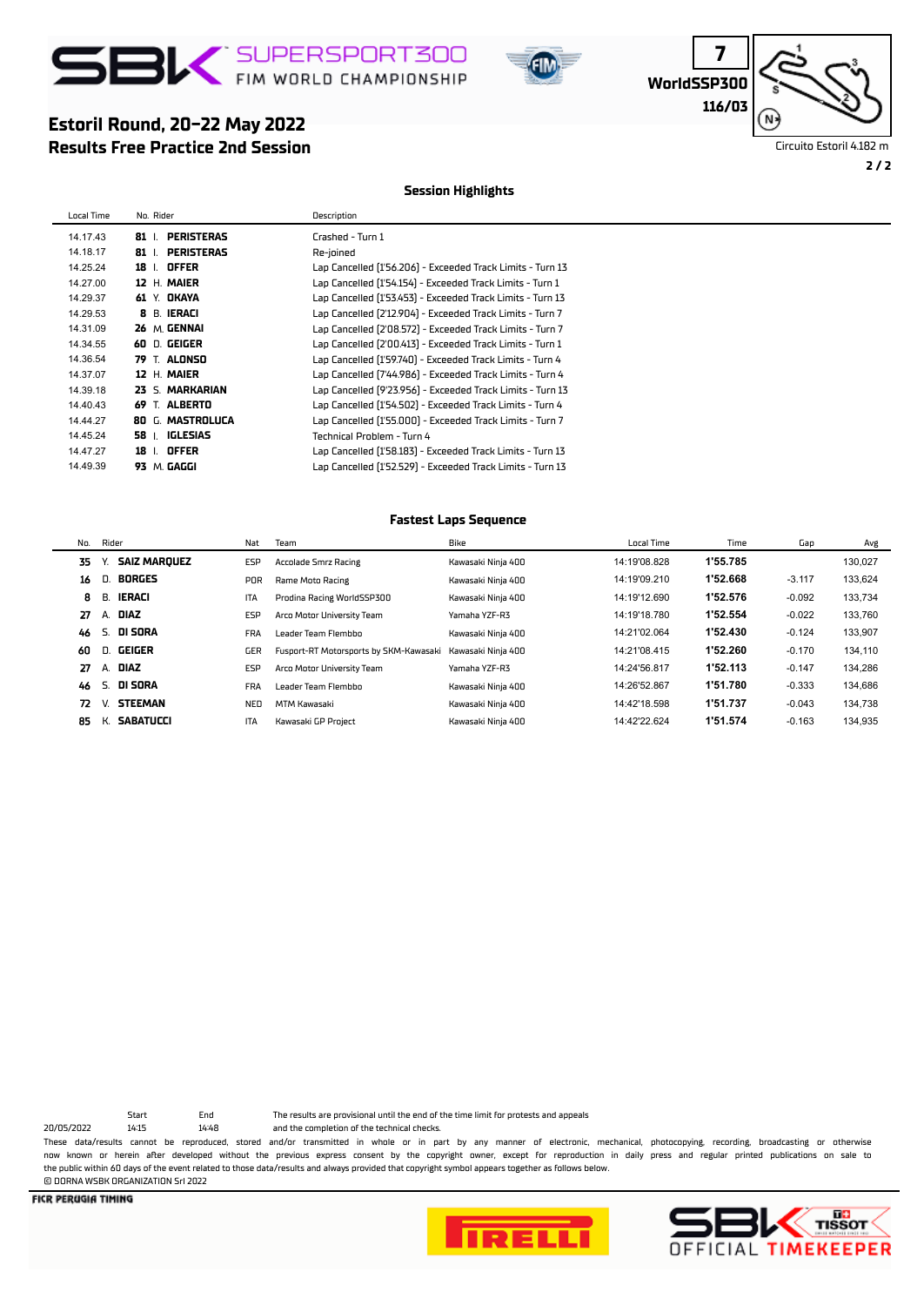# Estoril Round, 20-22 May 2022

## Results Free Practice 2nd Session

7
WorldSSP300
116/03

Circuito Estoril 4.182 m

### Session Highlights

| Local Time | No. Rider | Description |
|---|---|---|
| 14.17.43 | **81** I. **PERISTERAS** | Crashed - Turn 1 |
| 14.18.17 | **81** I. **PERISTERAS** | Re-joined |
| 14.25.24 | **18** I. **OFFER** | Lap Cancelled [1'56.206] - Exceeded Track Limits - Turn 13 |
| 14.27.00 | **12** H. **MAIER** | Lap Cancelled [1'54.154] - Exceeded Track Limits - Turn 1 |
| 14.29.37 | **61** Y. **OKAYA** | Lap Cancelled [1'53.453] - Exceeded Track Limits - Turn 13 |
| 14.29.53 | **8** B. **IERACI** | Lap Cancelled [2'12.904] - Exceeded Track Limits - Turn 7 |
| 14.31.09 | **26** M. **GENNAI** | Lap Cancelled [2'08.572] - Exceeded Track Limits - Turn 7 |
| 14.34.55 | **60** D. **GEIGER** | Lap Cancelled [2'00.413] - Exceeded Track Limits - Turn 1 |
| 14.36.54 | **79** T. **ALONSO** | Lap Cancelled [1'59.740] - Exceeded Track Limits - Turn 4 |
| 14.37.07 | **12** H. **MAIER** | Lap Cancelled [7'44.986] - Exceeded Track Limits - Turn 4 |
| 14.39.18 | **23** S. **MARKARIAN** | Lap Cancelled [9'23.956] - Exceeded Track Limits - Turn 13 |
| 14.40.43 | **69** T. **ALBERTO** | Lap Cancelled [1'54.502] - Exceeded Track Limits - Turn 4 |
| 14.44.27 | **80** G. **MASTROLUCA** | Lap Cancelled [1'55.000] - Exceeded Track Limits - Turn 7 |
| 14.45.24 | **58** I. **IGLESIAS** | Technical Problem - Turn 4 |
| 14.47.27 | **18** I. **OFFER** | Lap Cancelled [1'58.183] - Exceeded Track Limits - Turn 13 |
| 14.49.39 | **93** M. **GAGGI** | Lap Cancelled [1'52.529] - Exceeded Track Limits - Turn 13 |

### Fastest Laps Sequence

| No. | Rider | Nat | Team | Bike | Local Time | Time | Gap | Avg |
|---|---|---|---|---|---|---|---|---|
| **35** | Y. **SAIZ MARQUEZ** | ESP | Accolade Smrz Racing | Kawasaki Ninja 400 | 14:19'08.828 | **1'55.785** | | 130,027 |
| **16** | D. **BORGES** | POR | Rame Moto Racing | Kawasaki Ninja 400 | 14:19'09.210 | **1'52.668** | -3.117 | 133,624 |
| **8** | B. **IERACI** | ITA | Prodina Racing WorldSSP300 | Kawasaki Ninja 400 | 14:19'12.690 | **1'52.576** | -0.092 | 133,734 |
| **27** | A. **DIAZ** | ESP | Arco Motor University Team | Yamaha YZF-R3 | 14:19'18.780 | **1'52.554** | -0.022 | 133,760 |
| **46** | S. **DI SORA** | FRA | Leader Team Flembbo | Kawasaki Ninja 400 | 14:21'02.064 | **1'52.430** | -0.124 | 133,907 |
| **60** | D. **GEIGER** | GER | Fusport-RT Motorsports by SKM-Kawasaki | Kawasaki Ninja 400 | 14:21'08.415 | **1'52.260** | -0.170 | 134,110 |
| **27** | A. **DIAZ** | ESP | Arco Motor University Team | Yamaha YZF-R3 | 14:24'56.817 | **1'52.113** | -0.147 | 134,286 |
| **46** | S. **DI SORA** | FRA | Leader Team Flembbo | Kawasaki Ninja 400 | 14:26'52.867 | **1'51.780** | -0.333 | 134,686 |
| **72** | V. **STEEMAN** | NED | MTM Kawasaki | Kawasaki Ninja 400 | 14:42'18.598 | **1'51.737** | -0.043 | 134,738 |
| **85** | K. **SABATUCCI** | ITA | Kawasaki GP Project | Kawasaki Ninja 400 | 14:42'22.624 | **1'51.574** | -0.163 | 134,935 |

| | Start | End |
|---|---|---|
| 20/05/2022 | 14:15 | 14:48 |

The results are provisional until the end of the time limit for protests and appeals and the completion of the technical checks.

These data/results cannot be reproduced, stored and/or transmitted in whole or in part by any manner of electronic, mechanical, photocopying, recording, broadcasting or otherwise now known or herein after developed without the previous express consent by the copyright owner, except for reproduction in daily press and regular printed publications on sale to the public within 60 days of the event related to those data/results and always provided that copyright symbol appears together as follows below.
© DORNA WSBK ORGANIZATION Srl 2022

FICR PERUGIA TIMING

SBK OFFICIAL TIMEKEEPER